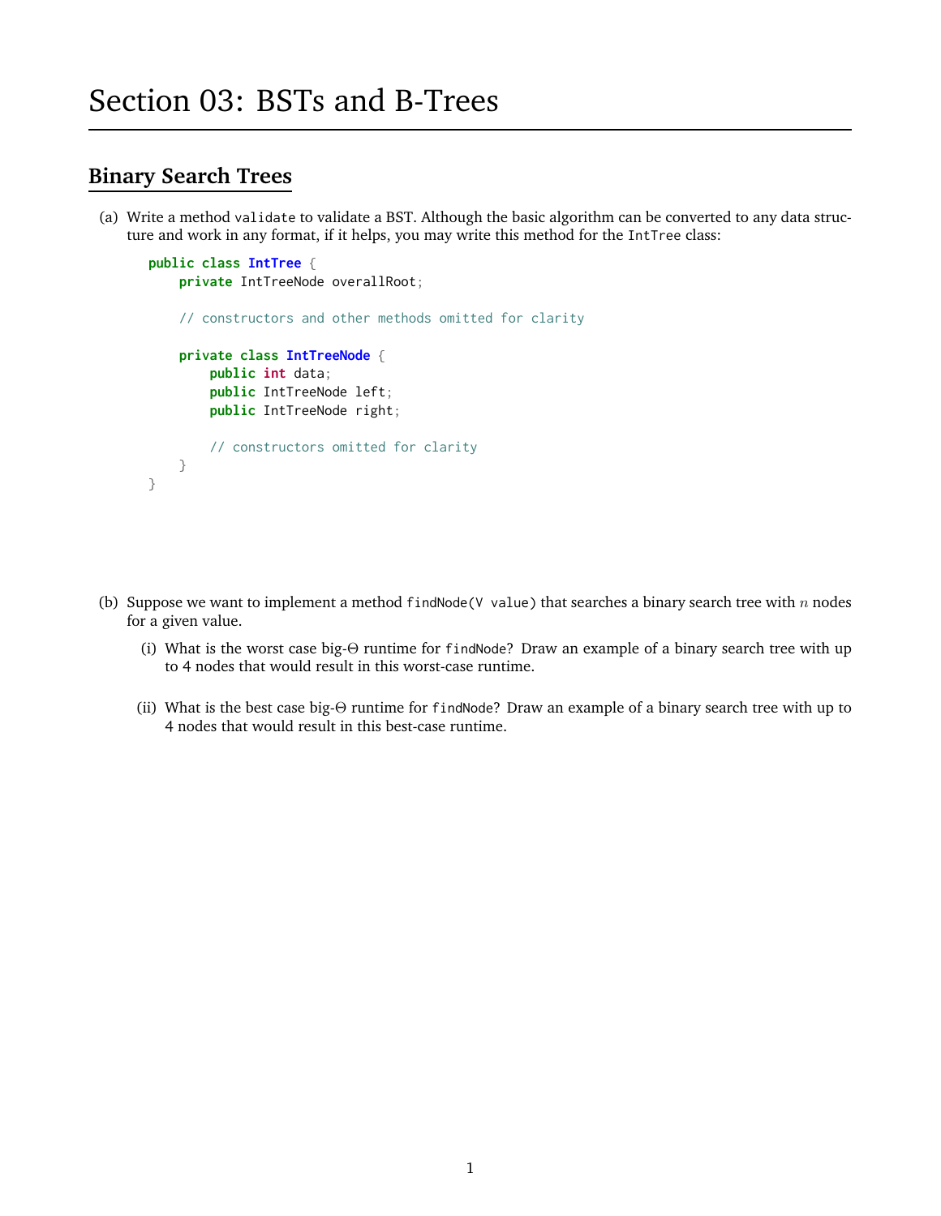# Section 03: BSTs and B-Trees

## Binary Search Trees

(a) Write a method `validate` to validate a BST. Although the basic algorithm can be converted to any data structure and work in any format, if it helps, you may write this method for the `IntTree` class:

```
public class IntTree {
    private IntTreeNode overallRoot;

    // constructors and other methods omitted for clarity

    private class IntTreeNode {
        public int data;
        public IntTreeNode left;
        public IntTreeNode right;

        // constructors omitted for clarity
    }
}
```

(b) Suppose we want to implement a method `findNode(V value)` that searches a binary search tree with $n$ nodes for a given value.

(i) What is the worst case big-$\Theta$ runtime for `findNode`? Draw an example of a binary search tree with up to 4 nodes that would result in this worst-case runtime.

(ii) What is the best case big-$\Theta$ runtime for `findNode`? Draw an example of a binary search tree with up to 4 nodes that would result in this best-case runtime.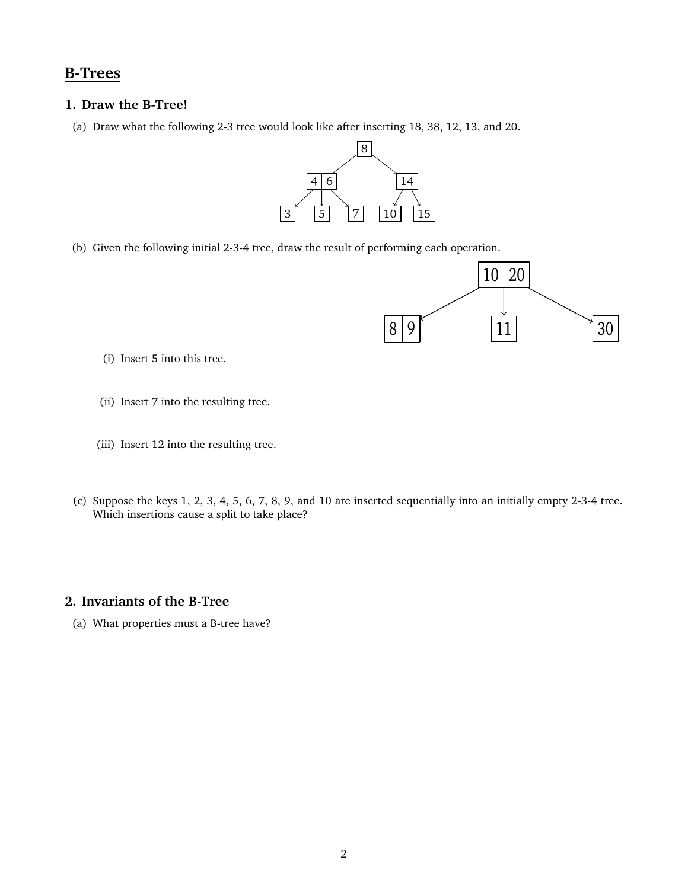# B-Trees

## 1. Draw the B-Tree!

(a) Draw what the following 2-3 tree would look like after inserting 18, 38, 12, 13, and 20.

8

4 6

14

3

5

7

10

15

(b) Given the following initial 2-3-4 tree, draw the result of performing each operation.

10 20

8 9

11

30

(i) Insert 5 into this tree.

(ii) Insert 7 into the resulting tree.

(iii) Insert 12 into the resulting tree.

(c) Suppose the keys 1, 2, 3, 4, 5, 6, 7, 8, 9, and 10 are inserted sequentially into an initially empty 2-3-4 tree. Which insertions cause a split to take place?

## 2. Invariants of the B-Tree

(a) What properties must a B-tree have?